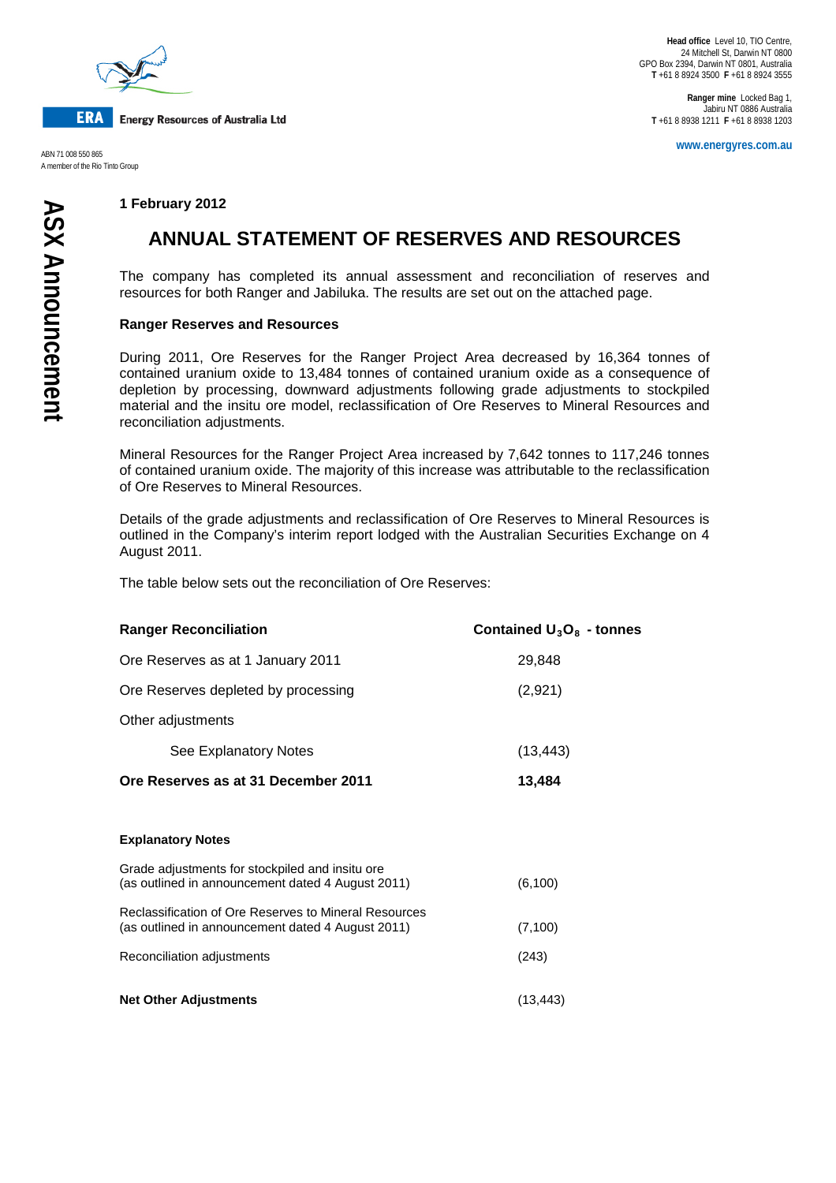**ERA** Energy Resources of Australia Ltd

ABN 71 008 550 865
A member of the Rio Tinto Group

**Head office** Level 10, TIO Centre,
24 Mitchell St, Darwin NT 0800
GPO Box 2394, Darwin NT 0801, Australia
**T** +61 8 8924 3500 **F** +61 8 8924 3555

**Ranger mine** Locked Bag 1,
Jabiru NT 0886 Australia
**T** +61 8 8938 1211 **F** +61 8 8938 1203

**www.energyres.com.au**

**ASX Announcement**

**1 February 2012**

# ANNUAL STATEMENT OF RESERVES AND RESOURCES

The company has completed its annual assessment and reconciliation of reserves and resources for both Ranger and Jabiluka. The results are set out on the attached page.

**Ranger Reserves and Resources**

During 2011, Ore Reserves for the Ranger Project Area decreased by 16,364 tonnes of contained uranium oxide to 13,484 tonnes of contained uranium oxide as a consequence of depletion by processing, downward adjustments following grade adjustments to stockpiled material and the insitu ore model, reclassification of Ore Reserves to Mineral Resources and reconciliation adjustments.

Mineral Resources for the Ranger Project Area increased by 7,642 tonnes to 117,246 tonnes of contained uranium oxide. The majority of this increase was attributable to the reclassification of Ore Reserves to Mineral Resources.

Details of the grade adjustments and reclassification of Ore Reserves to Mineral Resources is outlined in the Company's interim report lodged with the Australian Securities Exchange on 4 August 2011.

The table below sets out the reconciliation of Ore Reserves:

| **Ranger Reconciliation** | **Contained $U_3O_8$ - tonnes** |
|---|---|
| Ore Reserves as at 1 January 2011 | 29,848 |
| Ore Reserves depleted by processing | (2,921) |
| Other adjustments | |
| See Explanatory Notes | (13,443) |
| **Ore Reserves as at 31 December 2011** | **13,484** |

**Explanatory Notes**

| | |
|---|---|
| Grade adjustments for stockpiled and insitu ore (as outlined in announcement dated 4 August 2011) | (6,100) |
| Reclassification of Ore Reserves to Mineral Resources (as outlined in announcement dated 4 August 2011) | (7,100) |
| Reconciliation adjustments | (243) |
| **Net Other Adjustments** | (13,443) |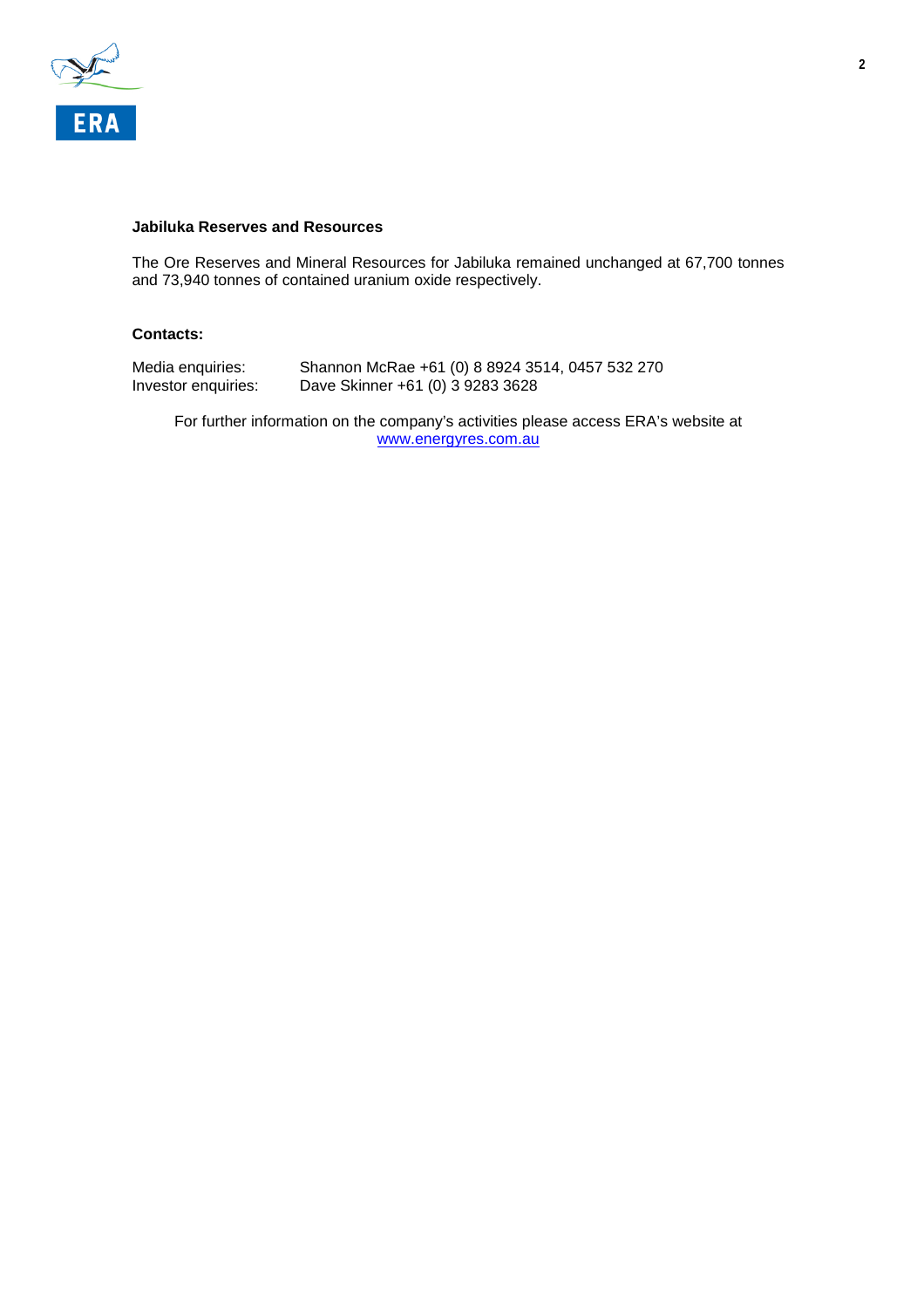**Jabiluka Reserves and Resources**

The Ore Reserves and Mineral Resources for Jabiluka remained unchanged at 67,700 tonnes and 73,940 tonnes of contained uranium oxide respectively.

**Contacts:**

Media enquiries: Shannon McRae +61 (0) 8 8924 3514, 0457 532 270
Investor enquiries: Dave Skinner +61 (0) 3 9283 3628

For further information on the company's activities please access ERA's website at www.energyres.com.au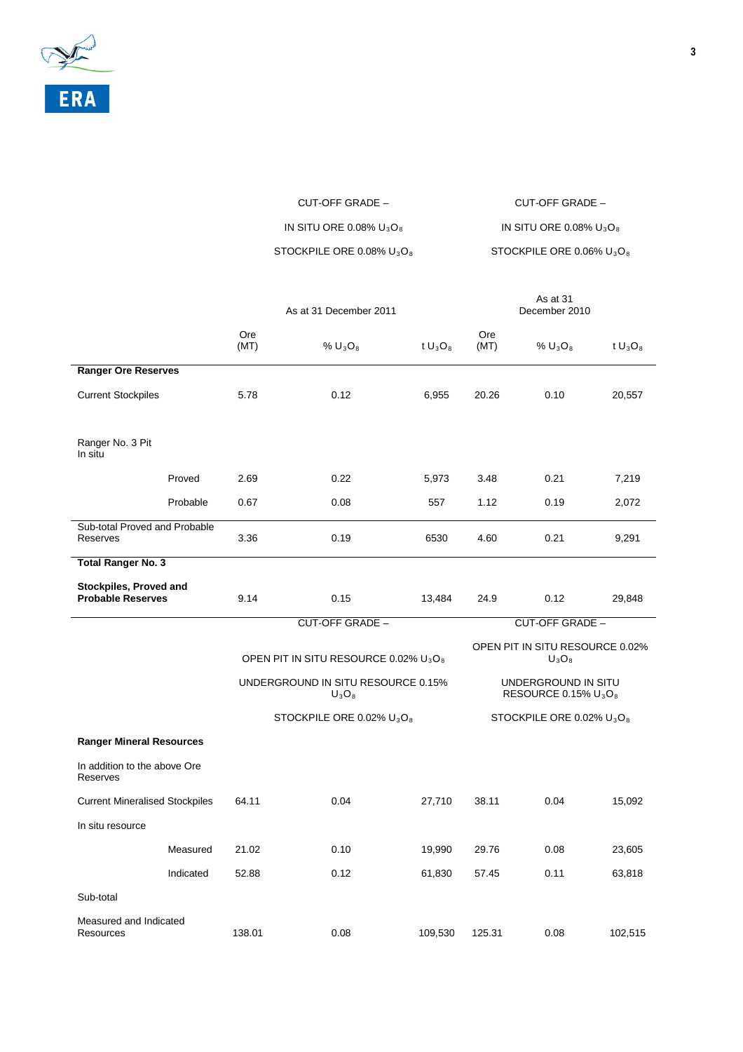| | | CUT-OFF GRADE – IN SITU ORE 0.08% $U_3O_8$ STOCKPILE ORE 0.08% $U_3O_8$ | | | CUT-OFF GRADE – IN SITU ORE 0.08% $U_3O_8$ STOCKPILE ORE 0.06% $U_3O_8$ | |
|---|---|---|---|---|---|---|
| | | As at 31 December 2011 | | | As at 31 December 2010 | |
| | Ore (MT) | % $U_3O_8$ | t $U_3O_8$ | Ore (MT) | % $U_3O_8$ | t $U_3O_8$ |
| **Ranger Ore Reserves** | | | | | | |
| Current Stockpiles | 5.78 | 0.12 | 6,955 | 20.26 | 0.10 | 20,557 |
| Ranger No. 3 Pit In situ | | | | | | |
| Proved | 2.69 | 0.22 | 5,973 | 3.48 | 0.21 | 7,219 |
| Probable | 0.67 | 0.08 | 557 | 1.12 | 0.19 | 2,072 |
| Sub-total Proved and Probable Reserves | 3.36 | 0.19 | 6530 | 4.60 | 0.21 | 9,291 |
| **Total Ranger No. 3** | | | | | | |
| **Stockpiles, Proved and Probable Reserves** | 9.14 | 0.15 | 13,484 | 24.9 | 0.12 | 29,848 |
| | | CUT-OFF GRADE – OPEN PIT IN SITU RESOURCE 0.02% $U_3O_8$ UNDERGROUND IN SITU RESOURCE 0.15% $U_3O_8$ STOCKPILE ORE 0.02% $U_3O_8$ | | | CUT-OFF GRADE – OPEN PIT IN SITU RESOURCE 0.02% $U_3O_8$ UNDERGROUND IN SITU RESOURCE 0.15% $U_3O_8$ STOCKPILE ORE 0.02% $U_3O_8$ | |
| **Ranger Mineral Resources** | | | | | | |
| In addition to the above Ore Reserves | | | | | | |
| Current Mineralised Stockpiles | 64.11 | 0.04 | 27,710 | 38.11 | 0.04 | 15,092 |
| In situ resource | | | | | | |
| Measured | 21.02 | 0.10 | 19,990 | 29.76 | 0.08 | 23,605 |
| Indicated | 52.88 | 0.12 | 61,830 | 57.45 | 0.11 | 63,818 |
| Sub-total | | | | | | |
| Measured and Indicated Resources | 138.01 | 0.08 | 109,530 | 125.31 | 0.08 | 102,515 |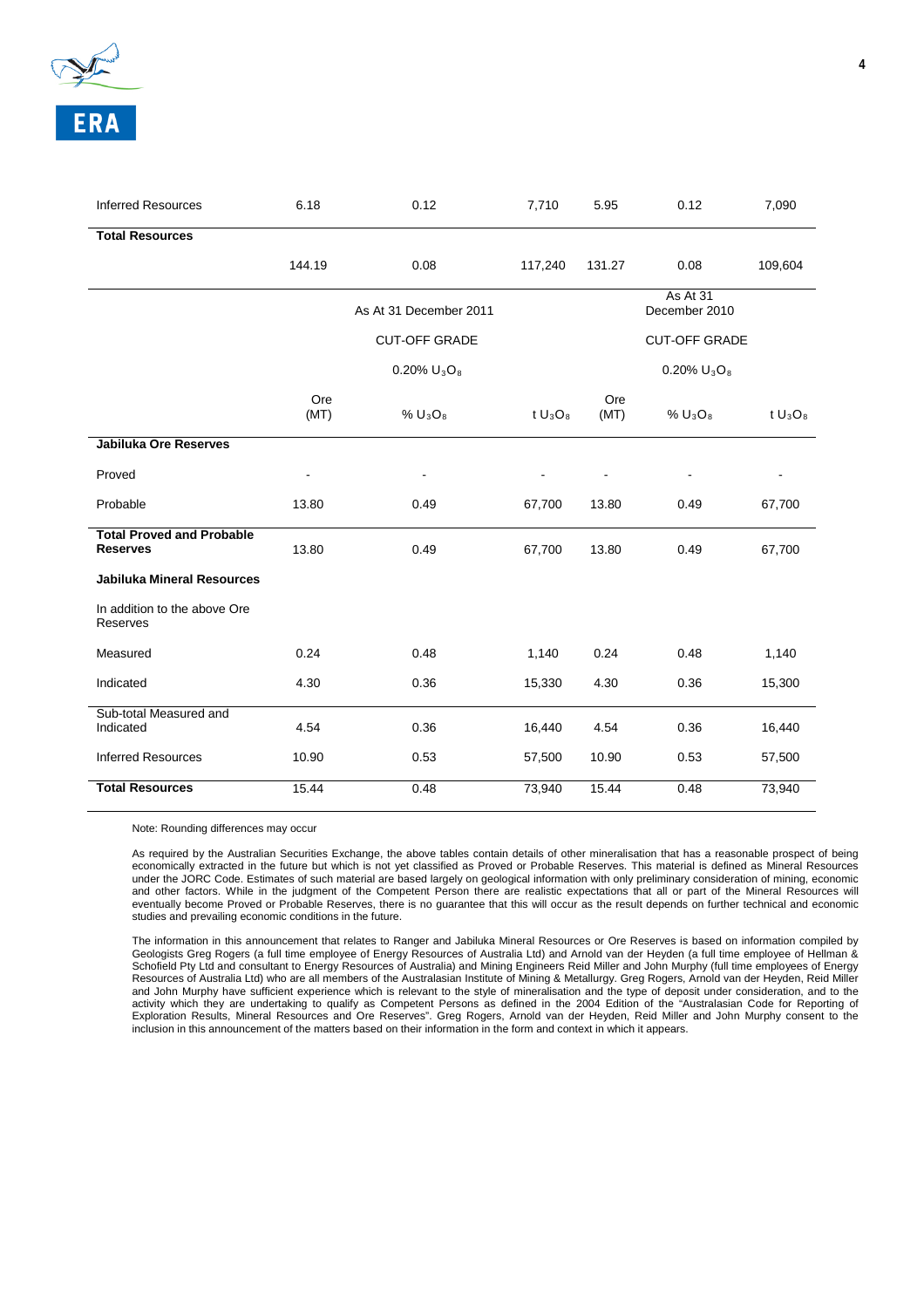| | | | | | | |
|---|---|---|---|---|---|---|
| Inferred Resources | 6.18 | 0.12 | 7,710 | 5.95 | 0.12 | 7,090 |
| **Total Resources** | | | | | | |
| | 144.19 | 0.08 | 117,240 | 131.27 | 0.08 | 109,604 |

| | As At 31 December 2011 | | | As At 31 December 2010 | | |
|---|---|---|---|---|---|---|
| | CUT-OFF GRADE | | | CUT-OFF GRADE | | |
| | 0.20% $U_3O_8$ | | | 0.20% $U_3O_8$ | | |
| | Ore (MT) | % $U_3O_8$ | t $U_3O_8$ | Ore (MT) | % $U_3O_8$ | t $U_3O_8$ |
| **Jabiluka Ore Reserves** | | | | | | |
| Proved | - | - | - | - | - | - |
| Probable | 13.80 | 0.49 | 67,700 | 13.80 | 0.49 | 67,700 |
| **Total Proved and Probable Reserves** | 13.80 | 0.49 | 67,700 | 13.80 | 0.49 | 67,700 |
| **Jabiluka Mineral Resources** | | | | | | |
| In addition to the above Ore Reserves | | | | | | |
| Measured | 0.24 | 0.48 | 1,140 | 0.24 | 0.48 | 1,140 |
| Indicated | 4.30 | 0.36 | 15,330 | 4.30 | 0.36 | 15,300 |
| Sub-total Measured and Indicated | 4.54 | 0.36 | 16,440 | 4.54 | 0.36 | 16,440 |
| Inferred Resources | 10.90 | 0.53 | 57,500 | 10.90 | 0.53 | 57,500 |
| **Total Resources** | 15.44 | 0.48 | 73,940 | 15.44 | 0.48 | 73,940 |

Note: Rounding differences may occur

As required by the Australian Securities Exchange, the above tables contain details of other mineralisation that has a reasonable prospect of being economically extracted in the future but which is not yet classified as Proved or Probable Reserves. This material is defined as Mineral Resources under the JORC Code. Estimates of such material are based largely on geological information with only preliminary consideration of mining, economic and other factors. While in the judgment of the Competent Person there are realistic expectations that all or part of the Mineral Resources will eventually become Proved or Probable Reserves, there is no guarantee that this will occur as the result depends on further technical and economic studies and prevailing economic conditions in the future.

The information in this announcement that relates to Ranger and Jabiluka Mineral Resources or Ore Reserves is based on information compiled by Geologists Greg Rogers (a full time employee of Energy Resources of Australia Ltd) and Arnold van der Heyden (a full time employee of Hellman & Schofield Pty Ltd and consultant to Energy Resources of Australia) and Mining Engineers Reid Miller and John Murphy (full time employees of Energy Resources of Australia Ltd) who are all members of the Australasian Institute of Mining & Metallurgy. Greg Rogers, Arnold van der Heyden, Reid Miller and John Murphy have sufficient experience which is relevant to the style of mineralisation and the type of deposit under consideration, and to the activity which they are undertaking to qualify as Competent Persons as defined in the 2004 Edition of the "Australasian Code for Reporting of Exploration Results, Mineral Resources and Ore Reserves". Greg Rogers, Arnold van der Heyden, Reid Miller and John Murphy consent to the inclusion in this announcement of the matters based on their information in the form and context in which it appears.